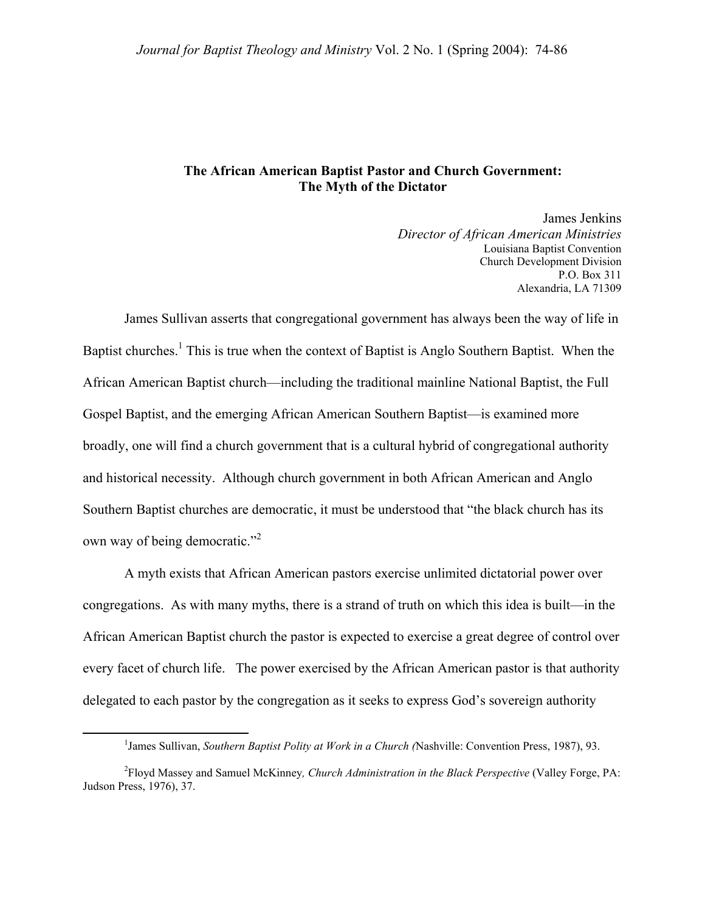# The African American Baptist Pastor and Church Government: The Myth of the Dictator

James Jenkins
*Director of African American Ministries*
Louisiana Baptist Convention
Church Development Division
P.O. Box 311
Alexandria, LA 71309

James Sullivan asserts that congregational government has always been the way of life in Baptist churches.[1] This is true when the context of Baptist is Anglo Southern Baptist. When the African American Baptist church—including the traditional mainline National Baptist, the Full Gospel Baptist, and the emerging African American Southern Baptist—is examined more broadly, one will find a church government that is a cultural hybrid of congregational authority and historical necessity. Although church government in both African American and Anglo Southern Baptist churches are democratic, it must be understood that "the black church has its own way of being democratic."[2]

A myth exists that African American pastors exercise unlimited dictatorial power over congregations. As with many myths, there is a strand of truth on which this idea is built—in the African American Baptist church the pastor is expected to exercise a great degree of control over every facet of church life. The power exercised by the African American pastor is that authority delegated to each pastor by the congregation as it seeks to express God's sovereign authority

[1] James Sullivan, *Southern Baptist Polity at Work in a Church (*Nashville: Convention Press, 1987), 93.

[2] Floyd Massey and Samuel McKinney*, Church Administration in the Black Perspective* (Valley Forge, PA: Judson Press, 1976), 37.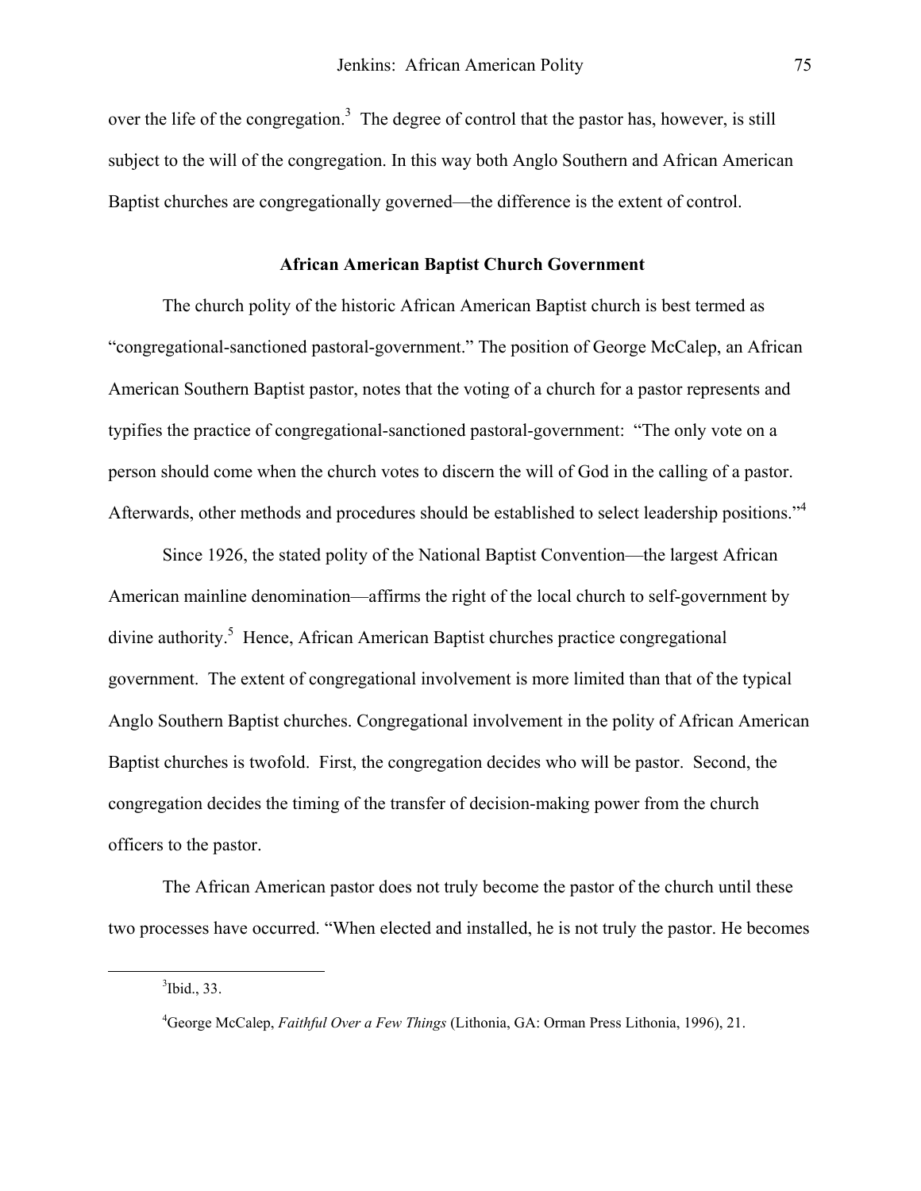over the life of the congregation.[3] The degree of control that the pastor has, however, is still subject to the will of the congregation. In this way both Anglo Southern and African American Baptist churches are congregationally governed—the difference is the extent of control.

## African American Baptist Church Government

The church polity of the historic African American Baptist church is best termed as "congregational-sanctioned pastoral-government." The position of George McCalep, an African American Southern Baptist pastor, notes that the voting of a church for a pastor represents and typifies the practice of congregational-sanctioned pastoral-government: "The only vote on a person should come when the church votes to discern the will of God in the calling of a pastor. Afterwards, other methods and procedures should be established to select leadership positions."[4]

Since 1926, the stated polity of the National Baptist Convention—the largest African American mainline denomination—affirms the right of the local church to self-government by divine authority.[5] Hence, African American Baptist churches practice congregational government. The extent of congregational involvement is more limited than that of the typical Anglo Southern Baptist churches. Congregational involvement in the polity of African American Baptist churches is twofold. First, the congregation decides who will be pastor. Second, the congregation decides the timing of the transfer of decision-making power from the church officers to the pastor.

The African American pastor does not truly become the pastor of the church until these two processes have occurred. "When elected and installed, he is not truly the pastor. He becomes

---

[3]Ibid., 33.

[4]George McCalep, *Faithful Over a Few Things* (Lithonia, GA: Orman Press Lithonia, 1996), 21.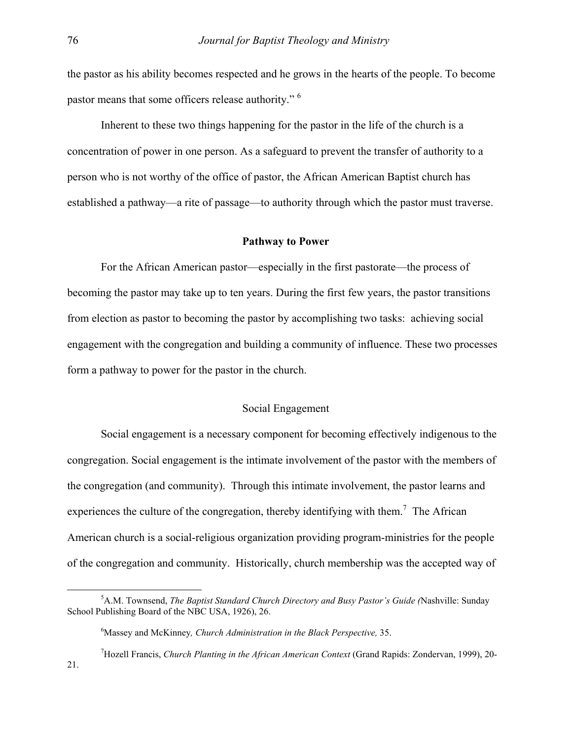the pastor as his ability becomes respected and he grows in the hearts of the people. To become pastor means that some officers release authority." [6]

Inherent to these two things happening for the pastor in the life of the church is a concentration of power in one person. As a safeguard to prevent the transfer of authority to a person who is not worthy of the office of pastor, the African American Baptist church has established a pathway—a rite of passage—to authority through which the pastor must traverse.

## Pathway to Power

For the African American pastor—especially in the first pastorate—the process of becoming the pastor may take up to ten years. During the first few years, the pastor transitions from election as pastor to becoming the pastor by accomplishing two tasks: achieving social engagement with the congregation and building a community of influence. These two processes form a pathway to power for the pastor in the church.

### Social Engagement

Social engagement is a necessary component for becoming effectively indigenous to the congregation. Social engagement is the intimate involvement of the pastor with the members of the congregation (and community). Through this intimate involvement, the pastor learns and experiences the culture of the congregation, thereby identifying with them.[7] The African American church is a social-religious organization providing program-ministries for the people of the congregation and community. Historically, church membership was the accepted way of

---

[5] A.M. Townsend, *The Baptist Standard Church Directory and Busy Pastor's Guide (*Nashville: Sunday School Publishing Board of the NBC USA, 1926), 26.

[6] Massey and McKinney*, Church Administration in the Black Perspective,* 35.

[7] Hozell Francis, *Church Planting in the African American Context* (Grand Rapids: Zondervan, 1999), 20-21.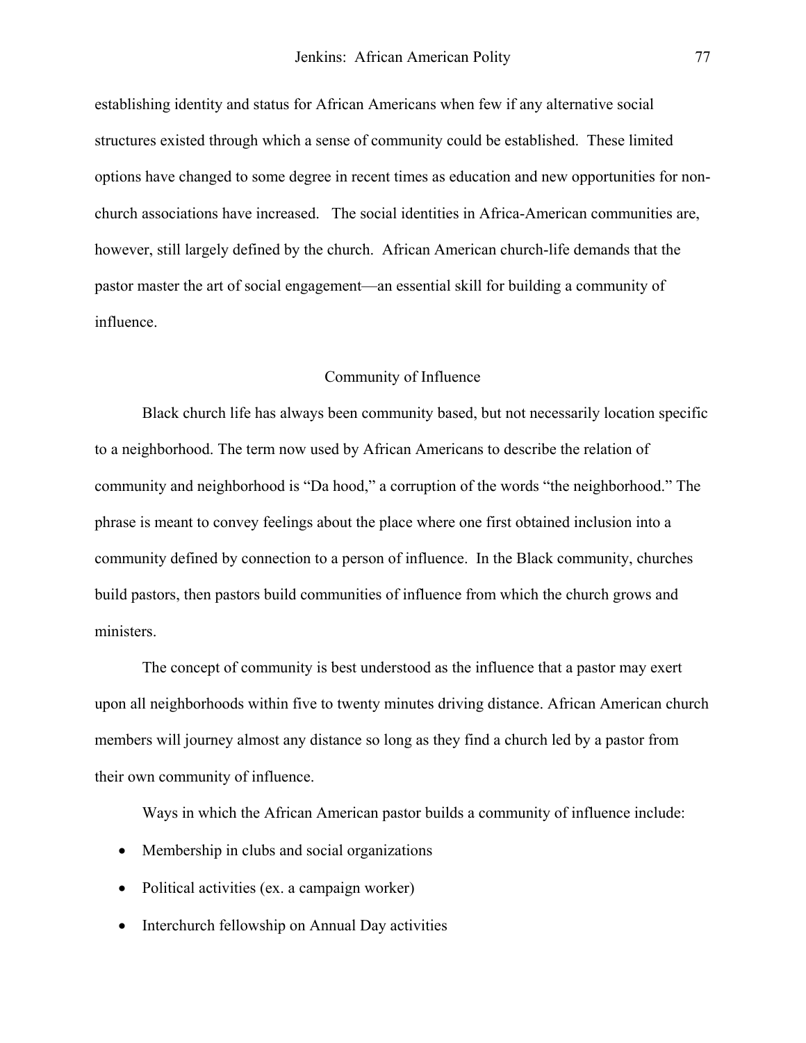establishing identity and status for African Americans when few if any alternative social structures existed through which a sense of community could be established. These limited options have changed to some degree in recent times as education and new opportunities for non-church associations have increased. The social identities in Africa-American communities are, however, still largely defined by the church. African American church-life demands that the pastor master the art of social engagement—an essential skill for building a community of influence.

## Community of Influence

Black church life has always been community based, but not necessarily location specific to a neighborhood. The term now used by African Americans to describe the relation of community and neighborhood is "Da hood," a corruption of the words "the neighborhood." The phrase is meant to convey feelings about the place where one first obtained inclusion into a community defined by connection to a person of influence. In the Black community, churches build pastors, then pastors build communities of influence from which the church grows and ministers.

The concept of community is best understood as the influence that a pastor may exert upon all neighborhoods within five to twenty minutes driving distance. African American church members will journey almost any distance so long as they find a church led by a pastor from their own community of influence.

Ways in which the African American pastor builds a community of influence include:

- Membership in clubs and social organizations
- Political activities (ex. a campaign worker)
- Interchurch fellowship on Annual Day activities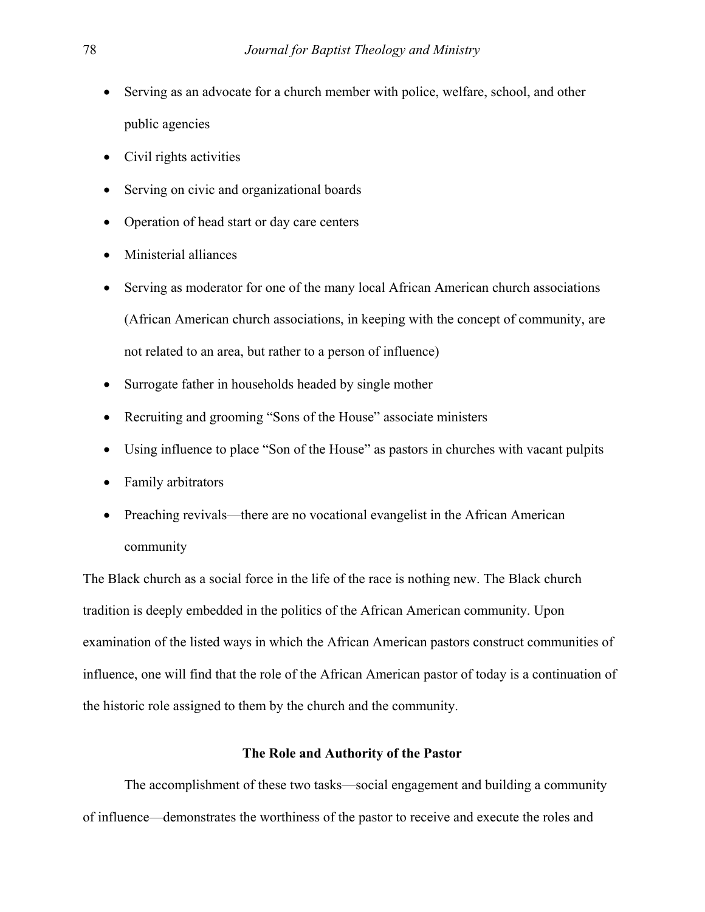- Serving as an advocate for a church member with police, welfare, school, and other public agencies
- Civil rights activities
- Serving on civic and organizational boards
- Operation of head start or day care centers
- Ministerial alliances
- Serving as moderator for one of the many local African American church associations (African American church associations, in keeping with the concept of community, are not related to an area, but rather to a person of influence)
- Surrogate father in households headed by single mother
- Recruiting and grooming "Sons of the House" associate ministers
- Using influence to place "Son of the House" as pastors in churches with vacant pulpits
- Family arbitrators
- Preaching revivals—there are no vocational evangelist in the African American community

The Black church as a social force in the life of the race is nothing new. The Black church tradition is deeply embedded in the politics of the African American community. Upon examination of the listed ways in which the African American pastors construct communities of influence, one will find that the role of the African American pastor of today is a continuation of the historic role assigned to them by the church and the community.

## The Role and Authority of the Pastor

The accomplishment of these two tasks—social engagement and building a community of influence—demonstrates the worthiness of the pastor to receive and execute the roles and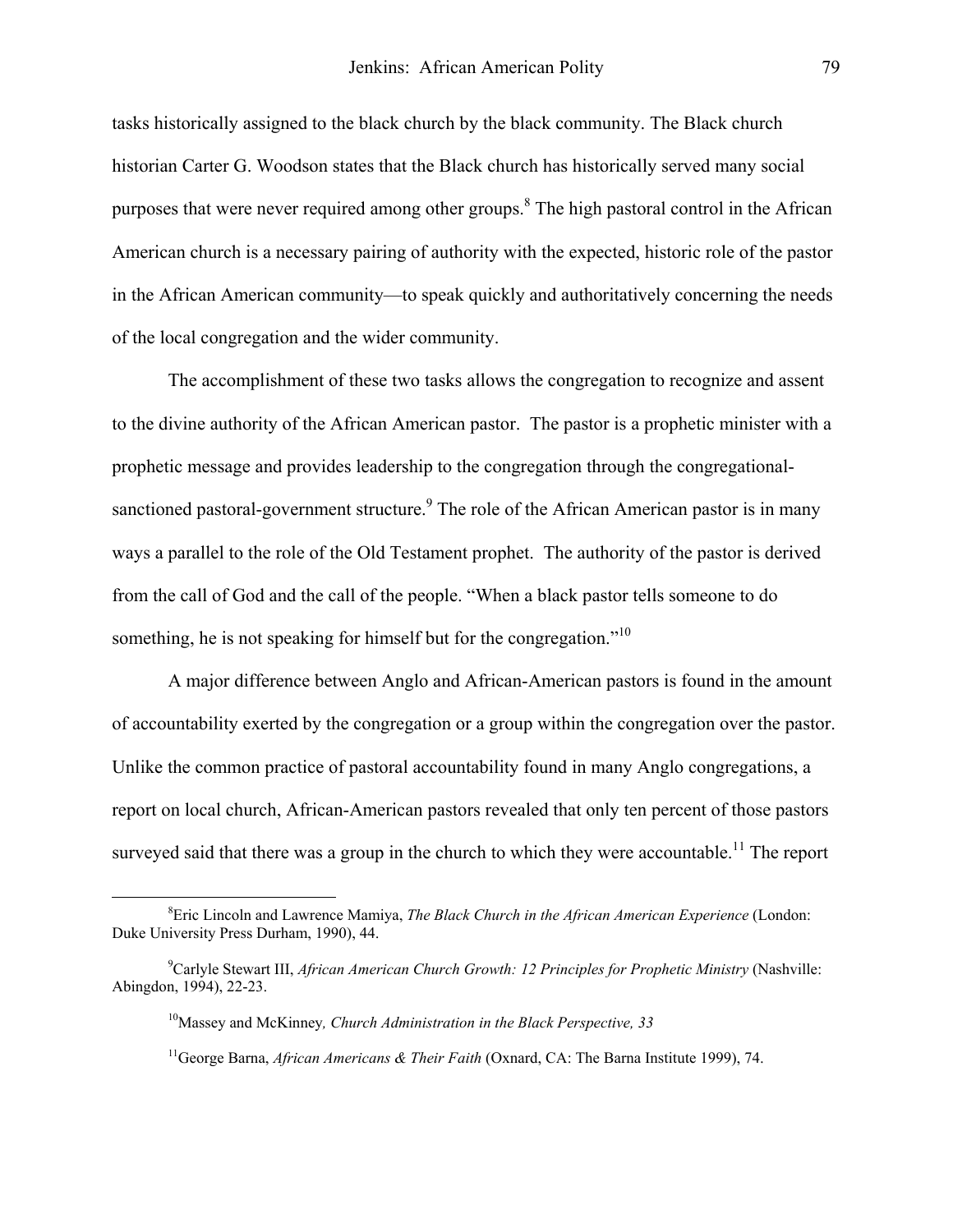tasks historically assigned to the black church by the black community. The Black church historian Carter G. Woodson states that the Black church has historically served many social purposes that were never required among other groups.[8] The high pastoral control in the African American church is a necessary pairing of authority with the expected, historic role of the pastor in the African American community—to speak quickly and authoritatively concerning the needs of the local congregation and the wider community.

The accomplishment of these two tasks allows the congregation to recognize and assent to the divine authority of the African American pastor. The pastor is a prophetic minister with a prophetic message and provides leadership to the congregation through the congregational-sanctioned pastoral-government structure.[9] The role of the African American pastor is in many ways a parallel to the role of the Old Testament prophet. The authority of the pastor is derived from the call of God and the call of the people. "When a black pastor tells someone to do something, he is not speaking for himself but for the congregation."[10]

A major difference between Anglo and African-American pastors is found in the amount of accountability exerted by the congregation or a group within the congregation over the pastor. Unlike the common practice of pastoral accountability found in many Anglo congregations, a report on local church, African-American pastors revealed that only ten percent of those pastors surveyed said that there was a group in the church to which they were accountable.[11] The report

---

[8] Eric Lincoln and Lawrence Mamiya, *The Black Church in the African American Experience* (London: Duke University Press Durham, 1990), 44.

[9] Carlyle Stewart III, *African American Church Growth: 12 Principles for Prophetic Ministry* (Nashville: Abingdon, 1994), 22-23.

[10] Massey and McKinney*, Church Administration in the Black Perspective, 33*

[11] George Barna, *African Americans & Their Faith* (Oxnard, CA: The Barna Institute 1999), 74.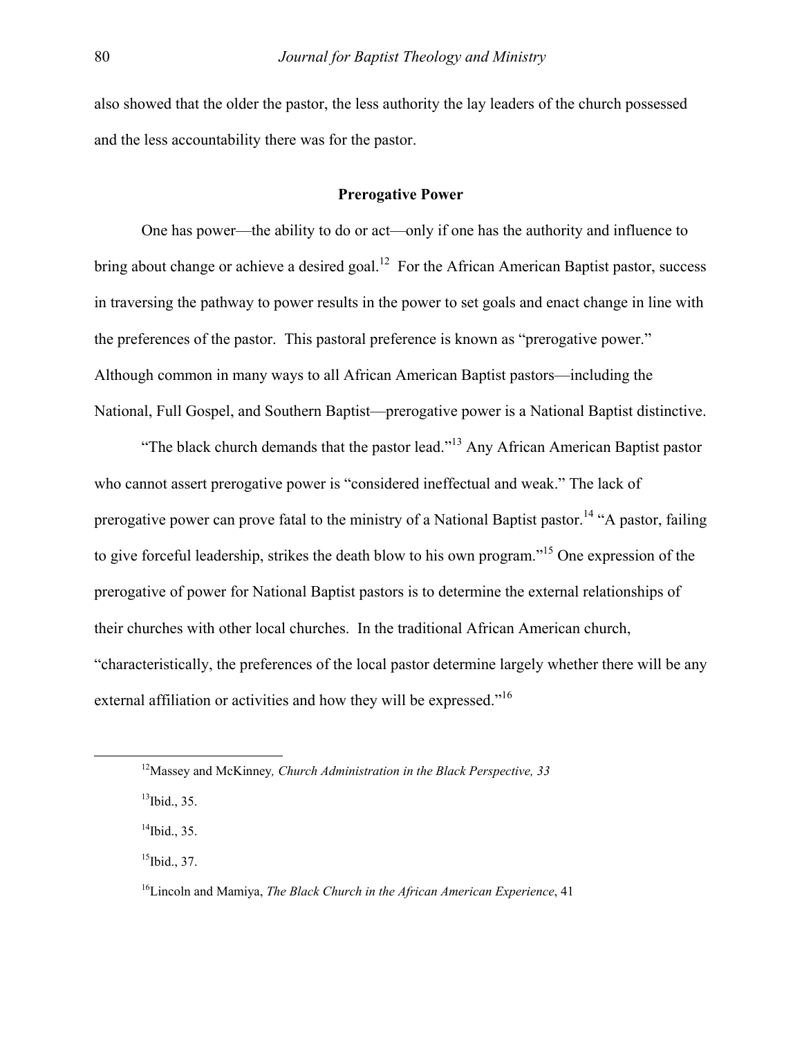also showed that the older the pastor, the less authority the lay leaders of the church possessed and the less accountability there was for the pastor.

## Prerogative Power

One has power—the ability to do or act—only if one has the authority and influence to bring about change or achieve a desired goal.[12] For the African American Baptist pastor, success in traversing the pathway to power results in the power to set goals and enact change in line with the preferences of the pastor. This pastoral preference is known as "prerogative power." Although common in many ways to all African American Baptist pastors—including the National, Full Gospel, and Southern Baptist—prerogative power is a National Baptist distinctive.

"The black church demands that the pastor lead."[13] Any African American Baptist pastor who cannot assert prerogative power is "considered ineffectual and weak." The lack of prerogative power can prove fatal to the ministry of a National Baptist pastor.[14] "A pastor, failing to give forceful leadership, strikes the death blow to his own program."[15] One expression of the prerogative of power for National Baptist pastors is to determine the external relationships of their churches with other local churches. In the traditional African American church, "characteristically, the preferences of the local pastor determine largely whether there will be any external affiliation or activities and how they will be expressed."[16]

---

[12]Massey and McKinney*, Church Administration in the Black Perspective, 33*

[13]Ibid., 35.

[14]Ibid., 35.

[15]Ibid., 37.

[16]Lincoln and Mamiya, *The Black Church in the African American Experience*, 41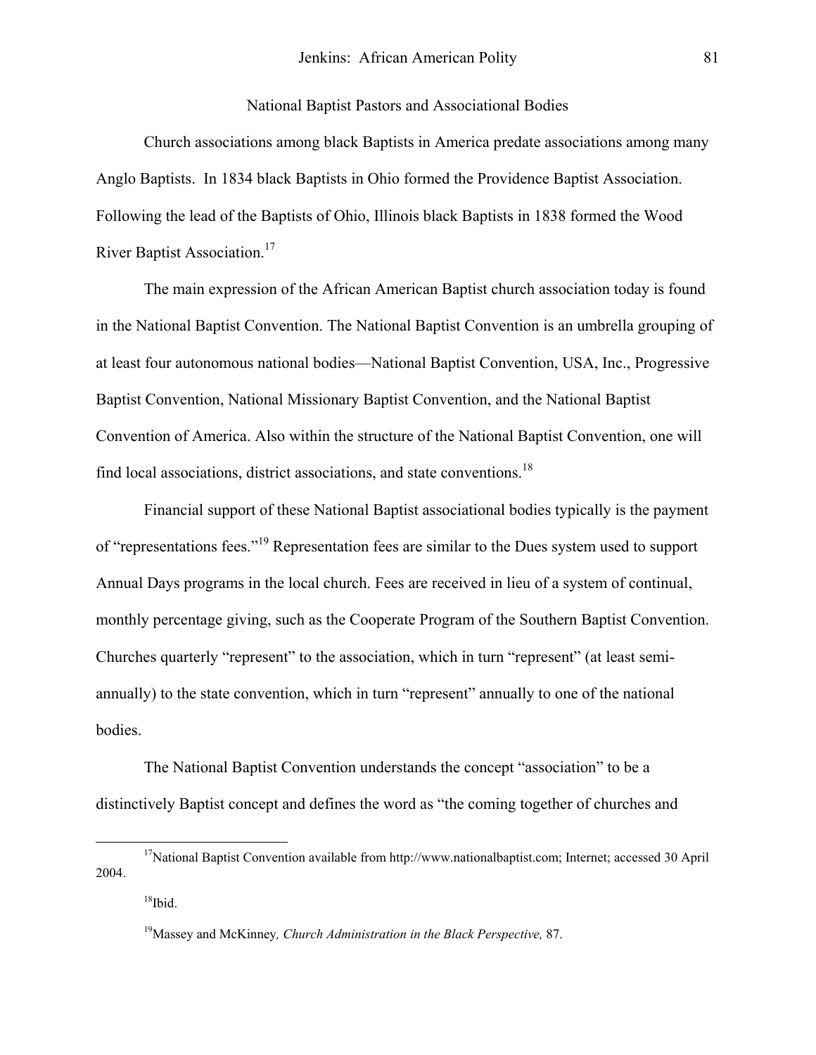## National Baptist Pastors and Associational Bodies

Church associations among black Baptists in America predate associations among many Anglo Baptists. In 1834 black Baptists in Ohio formed the Providence Baptist Association. Following the lead of the Baptists of Ohio, Illinois black Baptists in 1838 formed the Wood River Baptist Association.[17]

The main expression of the African American Baptist church association today is found in the National Baptist Convention. The National Baptist Convention is an umbrella grouping of at least four autonomous national bodies—National Baptist Convention, USA, Inc., Progressive Baptist Convention, National Missionary Baptist Convention, and the National Baptist Convention of America. Also within the structure of the National Baptist Convention, one will find local associations, district associations, and state conventions.[18]

Financial support of these National Baptist associational bodies typically is the payment of "representations fees."[19] Representation fees are similar to the Dues system used to support Annual Days programs in the local church. Fees are received in lieu of a system of continual, monthly percentage giving, such as the Cooperate Program of the Southern Baptist Convention. Churches quarterly "represent" to the association, which in turn "represent" (at least semi-annually) to the state convention, which in turn "represent" annually to one of the national bodies.

The National Baptist Convention understands the concept "association" to be a distinctively Baptist concept and defines the word as "the coming together of churches and

---

[17]National Baptist Convention available from http://www.nationalbaptist.com; Internet; accessed 30 April 2004.

[18]Ibid.

[19]Massey and McKinney*, Church Administration in the Black Perspective,* 87.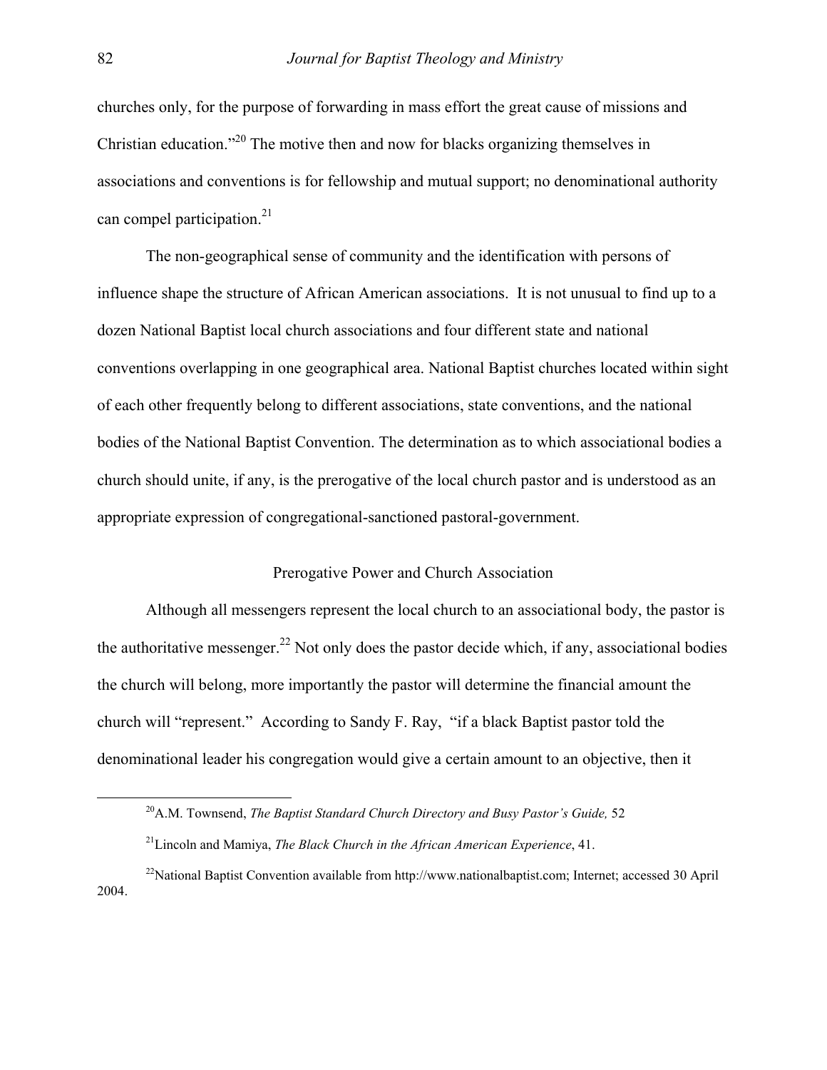churches only, for the purpose of forwarding in mass effort the great cause of missions and Christian education."[20] The motive then and now for blacks organizing themselves in associations and conventions is for fellowship and mutual support; no denominational authority can compel participation.[21]

The non-geographical sense of community and the identification with persons of influence shape the structure of African American associations. It is not unusual to find up to a dozen National Baptist local church associations and four different state and national conventions overlapping in one geographical area. National Baptist churches located within sight of each other frequently belong to different associations, state conventions, and the national bodies of the National Baptist Convention. The determination as to which associational bodies a church should unite, if any, is the prerogative of the local church pastor and is understood as an appropriate expression of congregational-sanctioned pastoral-government.

## Prerogative Power and Church Association

Although all messengers represent the local church to an associational body, the pastor is the authoritative messenger.[22] Not only does the pastor decide which, if any, associational bodies the church will belong, more importantly the pastor will determine the financial amount the church will "represent." According to Sandy F. Ray, "if a black Baptist pastor told the denominational leader his congregation would give a certain amount to an objective, then it

---

[20]A.M. Townsend, *The Baptist Standard Church Directory and Busy Pastor's Guide,* 52

[21]Lincoln and Mamiya, *The Black Church in the African American Experience*, 41.

[22]National Baptist Convention available from http://www.nationalbaptist.com; Internet; accessed 30 April 2004.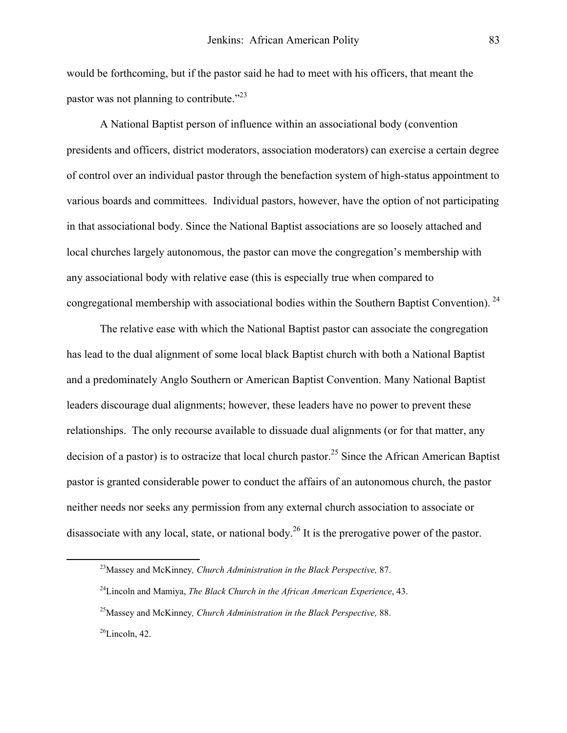would be forthcoming, but if the pastor said he had to meet with his officers, that meant the pastor was not planning to contribute."[23]

A National Baptist person of influence within an associational body (convention presidents and officers, district moderators, association moderators) can exercise a certain degree of control over an individual pastor through the benefaction system of high-status appointment to various boards and committees. Individual pastors, however, have the option of not participating in that associational body. Since the National Baptist associations are so loosely attached and local churches largely autonomous, the pastor can move the congregation's membership with any associational body with relative ease (this is especially true when compared to congregational membership with associational bodies within the Southern Baptist Convention). [24]

The relative ease with which the National Baptist pastor can associate the congregation has lead to the dual alignment of some local black Baptist church with both a National Baptist and a predominately Anglo Southern or American Baptist Convention. Many National Baptist leaders discourage dual alignments; however, these leaders have no power to prevent these relationships. The only recourse available to dissuade dual alignments (or for that matter, any decision of a pastor) is to ostracize that local church pastor.[25] Since the African American Baptist pastor is granted considerable power to conduct the affairs of an autonomous church, the pastor neither needs nor seeks any permission from any external church association to associate or disassociate with any local, state, or national body.[26] It is the prerogative power of the pastor.

---

[23]Massey and McKinney*, Church Administration in the Black Perspective,* 87.

[24]Lincoln and Mamiya, *The Black Church in the African American Experience*, 43.

[25]Massey and McKinney*, Church Administration in the Black Perspective,* 88.

[26]Lincoln, 42.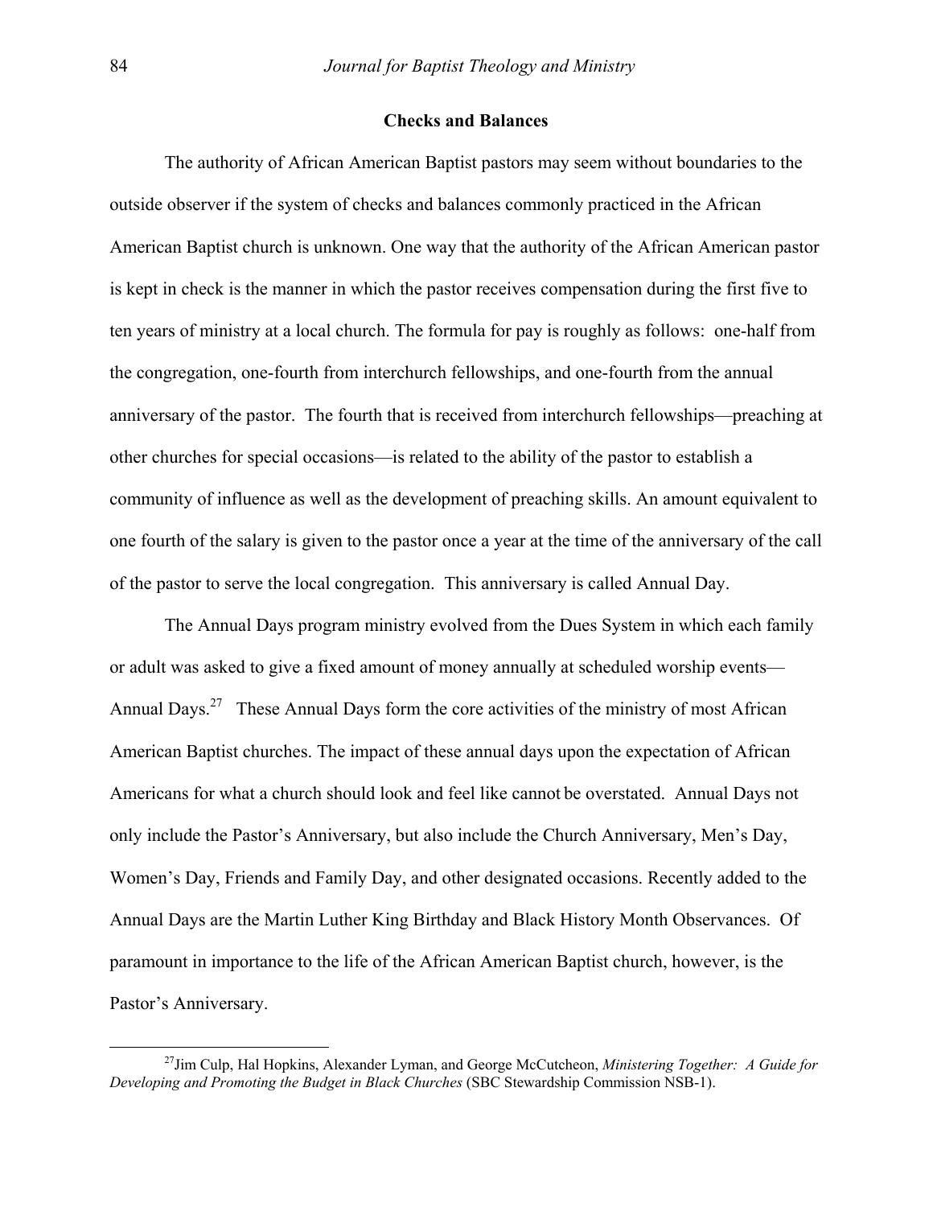## Checks and Balances

The authority of African American Baptist pastors may seem without boundaries to the outside observer if the system of checks and balances commonly practiced in the African American Baptist church is unknown. One way that the authority of the African American pastor is kept in check is the manner in which the pastor receives compensation during the first five to ten years of ministry at a local church. The formula for pay is roughly as follows: one-half from the congregation, one-fourth from interchurch fellowships, and one-fourth from the annual anniversary of the pastor. The fourth that is received from interchurch fellowships—preaching at other churches for special occasions—is related to the ability of the pastor to establish a community of influence as well as the development of preaching skills. An amount equivalent to one fourth of the salary is given to the pastor once a year at the time of the anniversary of the call of the pastor to serve the local congregation. This anniversary is called Annual Day.

The Annual Days program ministry evolved from the Dues System in which each family or adult was asked to give a fixed amount of money annually at scheduled worship events—Annual Days.[27] These Annual Days form the core activities of the ministry of most African American Baptist churches. The impact of these annual days upon the expectation of African Americans for what a church should look and feel like cannot be overstated. Annual Days not only include the Pastor's Anniversary, but also include the Church Anniversary, Men's Day, Women's Day, Friends and Family Day, and other designated occasions. Recently added to the Annual Days are the Martin Luther King Birthday and Black History Month Observances. Of paramount in importance to the life of the African American Baptist church, however, is the Pastor's Anniversary.

---

[27] Jim Culp, Hal Hopkins, Alexander Lyman, and George McCutcheon, *Ministering Together: A Guide for Developing and Promoting the Budget in Black Churches* (SBC Stewardship Commission NSB-1).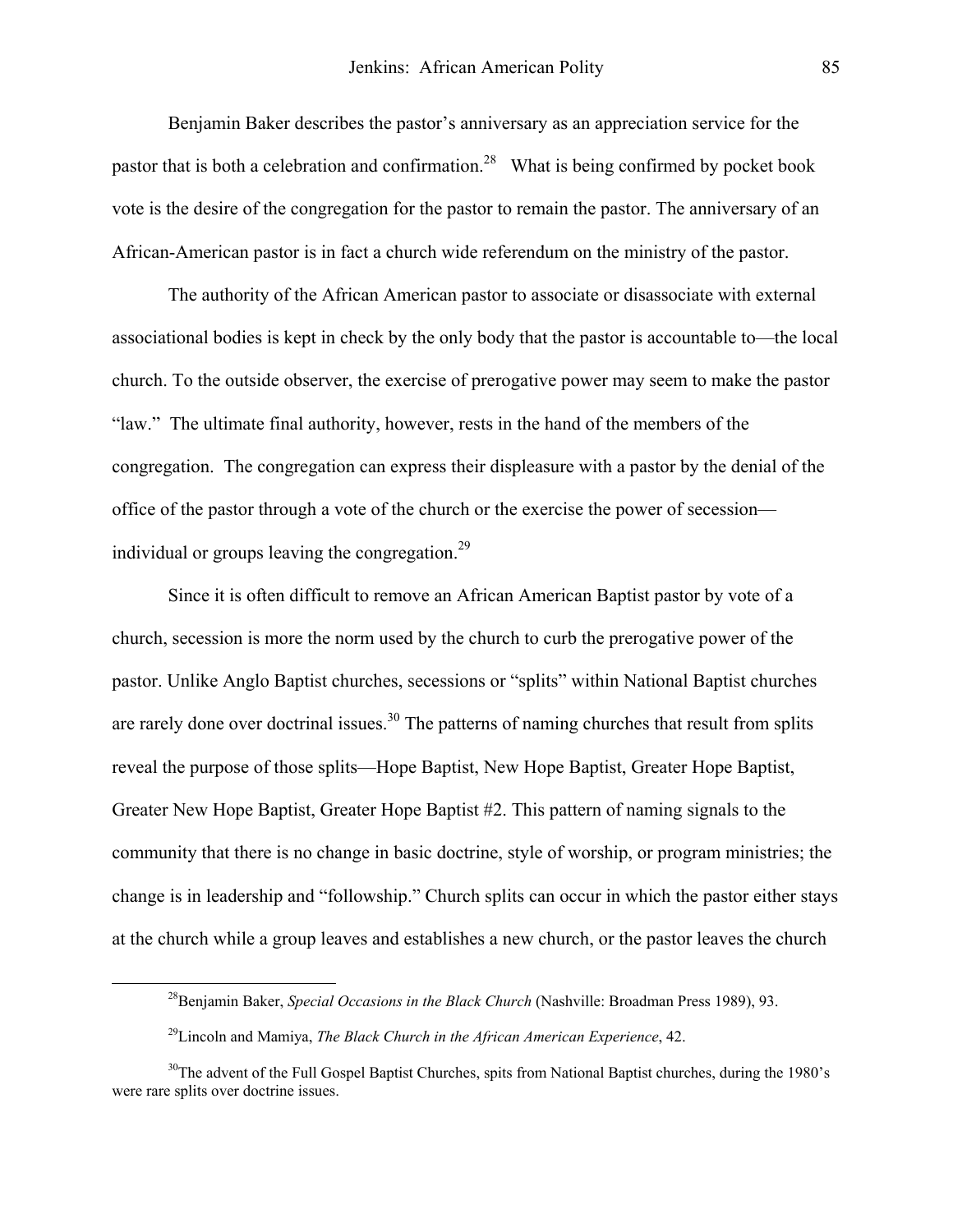Benjamin Baker describes the pastor's anniversary as an appreciation service for the pastor that is both a celebration and confirmation.[28] What is being confirmed by pocket book vote is the desire of the congregation for the pastor to remain the pastor. The anniversary of an African-American pastor is in fact a church wide referendum on the ministry of the pastor.

The authority of the African American pastor to associate or disassociate with external associational bodies is kept in check by the only body that the pastor is accountable to—the local church. To the outside observer, the exercise of prerogative power may seem to make the pastor "law." The ultimate final authority, however, rests in the hand of the members of the congregation. The congregation can express their displeasure with a pastor by the denial of the office of the pastor through a vote of the church or the exercise the power of secession—individual or groups leaving the congregation.[29]

Since it is often difficult to remove an African American Baptist pastor by vote of a church, secession is more the norm used by the church to curb the prerogative power of the pastor. Unlike Anglo Baptist churches, secessions or "splits" within National Baptist churches are rarely done over doctrinal issues.[30] The patterns of naming churches that result from splits reveal the purpose of those splits—Hope Baptist, New Hope Baptist, Greater Hope Baptist, Greater New Hope Baptist, Greater Hope Baptist #2. This pattern of naming signals to the community that there is no change in basic doctrine, style of worship, or program ministries; the change is in leadership and "followship." Church splits can occur in which the pastor either stays at the church while a group leaves and establishes a new church, or the pastor leaves the church

[28]Benjamin Baker, *Special Occasions in the Black Church* (Nashville: Broadman Press 1989), 93.

[29]Lincoln and Mamiya, *The Black Church in the African American Experience*, 42.

[30]The advent of the Full Gospel Baptist Churches, spits from National Baptist churches, during the 1980's were rare splits over doctrine issues.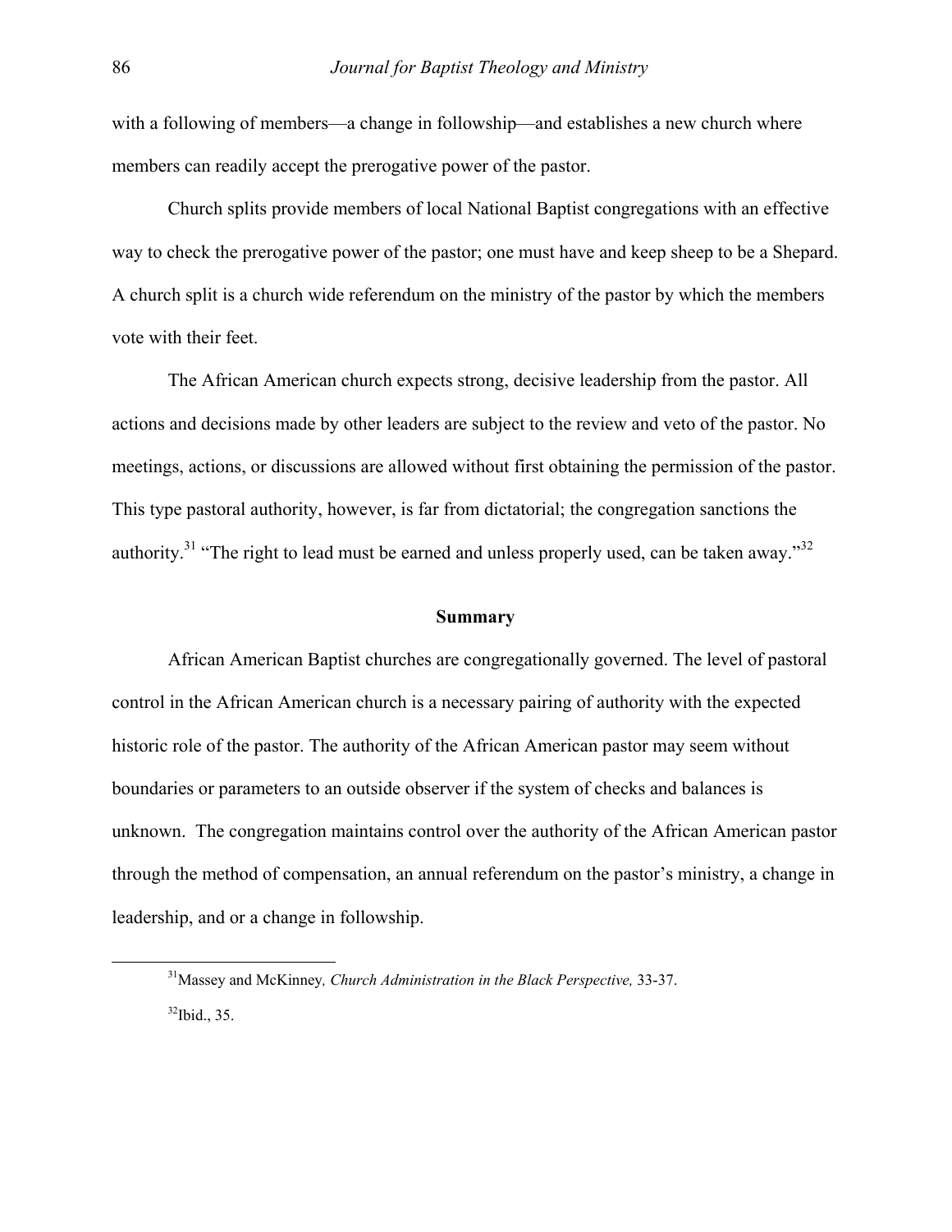with a following of members—a change in followship—and establishes a new church where members can readily accept the prerogative power of the pastor.

Church splits provide members of local National Baptist congregations with an effective way to check the prerogative power of the pastor; one must have and keep sheep to be a Shepard. A church split is a church wide referendum on the ministry of the pastor by which the members vote with their feet.

The African American church expects strong, decisive leadership from the pastor. All actions and decisions made by other leaders are subject to the review and veto of the pastor. No meetings, actions, or discussions are allowed without first obtaining the permission of the pastor. This type pastoral authority, however, is far from dictatorial; the congregation sanctions the authority.[31] "The right to lead must be earned and unless properly used, can be taken away."[32]

## Summary

African American Baptist churches are congregationally governed. The level of pastoral control in the African American church is a necessary pairing of authority with the expected historic role of the pastor. The authority of the African American pastor may seem without boundaries or parameters to an outside observer if the system of checks and balances is unknown. The congregation maintains control over the authority of the African American pastor through the method of compensation, an annual referendum on the pastor's ministry, a change in leadership, and or a change in followship.

---

[31]Massey and McKinney, *Church Administration in the Black Perspective,* 33-37.

[32]Ibid., 35.